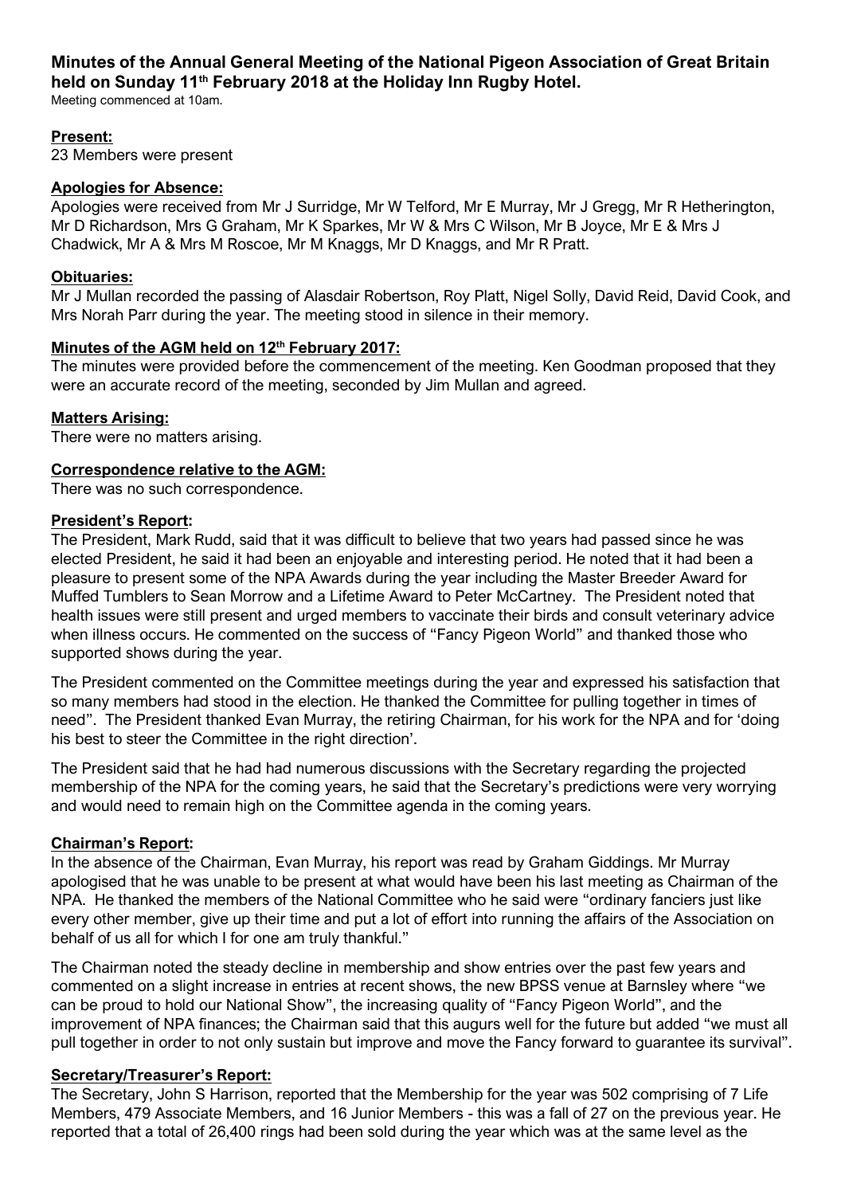# Minutes of the Annual General Meeting of the National Pigeon Association of Great Britain held on Sunday 11th February 2018 at the Holiday Inn Rugby Hotel.

Meeting commenced at 10am.

## Present:

23 Members were present

## Apologies for Absence:

Apologies were received from Mr J Surridge, Mr W Telford, Mr E Murray, Mr J Gregg, Mr R Hetherington, Mr D Richardson, Mrs G Graham, Mr K Sparkes, Mr W & Mrs C Wilson, Mr B Joyce, Mr E & Mrs J Chadwick, Mr A & Mrs M Roscoe, Mr M Knaggs, Mr D Knaggs, and Mr R Pratt.

## Obituaries:

Mr J Mullan recorded the passing of Alasdair Robertson, Roy Platt, Nigel Solly, David Reid, David Cook, and Mrs Norah Parr during the year. The meeting stood in silence in their memory.

## Minutes of the AGM held on 12th February 2017:

The minutes were provided before the commencement of the meeting. Ken Goodman proposed that they were an accurate record of the meeting, seconded by Jim Mullan and agreed.

## Matters Arising:

There were no matters arising.

## Correspondence relative to the AGM:

There was no such correspondence.

## President's Report:

The President, Mark Rudd, said that it was difficult to believe that two years had passed since he was elected President, he said it had been an enjoyable and interesting period. He noted that it had been a pleasure to present some of the NPA Awards during the year including the Master Breeder Award for Muffed Tumblers to Sean Morrow and a Lifetime Award to Peter McCartney. The President noted that health issues were still present and urged members to vaccinate their birds and consult veterinary advice when illness occurs. He commented on the success of "Fancy Pigeon World" and thanked those who supported shows during the year.

The President commented on the Committee meetings during the year and expressed his satisfaction that so many members had stood in the election. He thanked the Committee for pulling together in times of need". The President thanked Evan Murray, the retiring Chairman, for his work for the NPA and for 'doing his best to steer the Committee in the right direction'.

The President said that he had had numerous discussions with the Secretary regarding the projected membership of the NPA for the coming years, he said that the Secretary's predictions were very worrying and would need to remain high on the Committee agenda in the coming years.

## Chairman's Report:

In the absence of the Chairman, Evan Murray, his report was read by Graham Giddings. Mr Murray apologised that he was unable to be present at what would have been his last meeting as Chairman of the NPA. He thanked the members of the National Committee who he said were "ordinary fanciers just like every other member, give up their time and put a lot of effort into running the affairs of the Association on behalf of us all for which I for one am truly thankful."

The Chairman noted the steady decline in membership and show entries over the past few years and commented on a slight increase in entries at recent shows, the new BPSS venue at Barnsley where "we can be proud to hold our National Show", the increasing quality of "Fancy Pigeon World", and the improvement of NPA finances; the Chairman said that this augurs well for the future but added "we must all pull together in order to not only sustain but improve and move the Fancy forward to guarantee its survival".

## Secretary/Treasurer's Report:

The Secretary, John S Harrison, reported that the Membership for the year was 502 comprising of 7 Life Members, 479 Associate Members, and 16 Junior Members - this was a fall of 27 on the previous year. He reported that a total of 26,400 rings had been sold during the year which was at the same level as the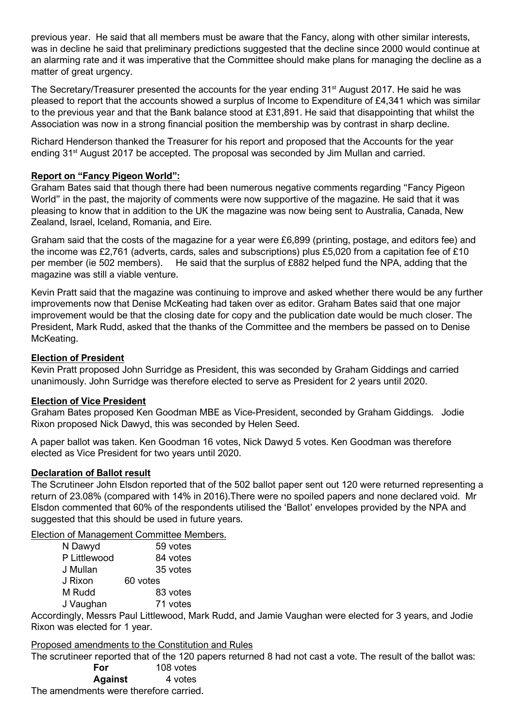previous year. He said that all members must be aware that the Fancy, along with other similar interests, was in decline he said that preliminary predictions suggested that the decline since 2000 would continue at an alarming rate and it was imperative that the Committee should make plans for managing the decline as a matter of great urgency.

The Secretary/Treasurer presented the accounts for the year ending 31st August 2017. He said he was pleased to report that the accounts showed a surplus of Income to Expenditure of £4,341 which was similar to the previous year and that the Bank balance stood at £31,891. He said that disappointing that whilst the Association was now in a strong financial position the membership was by contrast in sharp decline.

Richard Henderson thanked the Treasurer for his report and proposed that the Accounts for the year ending 31st August 2017 be accepted. The proposal was seconded by Jim Mullan and carried.

**<u>Report on "Fancy Pigeon World":</u>**

Graham Bates said that though there had been numerous negative comments regarding "Fancy Pigeon World" in the past, the majority of comments were now supportive of the magazine. He said that it was pleasing to know that in addition to the UK the magazine was now being sent to Australia, Canada, New Zealand, Israel, Iceland, Romania, and Eire.

Graham said that the costs of the magazine for a year were £6,899 (printing, postage, and editors fee) and the income was £2,761 (adverts, cards, sales and subscriptions) plus £5,020 from a capitation fee of £10 per member (ie 502 members). He said that the surplus of £882 helped fund the NPA, adding that the magazine was still a viable venture.

Kevin Pratt said that the magazine was continuing to improve and asked whether there would be any further improvements now that Denise McKeating had taken over as editor. Graham Bates said that one major improvement would be that the closing date for copy and the publication date would be much closer. The President, Mark Rudd, asked that the thanks of the Committee and the members be passed on to Denise McKeating.

**<u>Election of President</u>**

Kevin Pratt proposed John Surridge as President, this was seconded by Graham Giddings and carried unanimously. John Surridge was therefore elected to serve as President for 2 years until 2020.

**<u>Election of Vice President</u>**

Graham Bates proposed Ken Goodman MBE as Vice-President, seconded by Graham Giddings. Jodie Rixon proposed Nick Dawyd, this was seconded by Helen Seed.

A paper ballot was taken. Ken Goodman 16 votes, Nick Dawyd 5 votes. Ken Goodman was therefore elected as Vice President for two years until 2020.

**<u>Declaration of Ballot result</u>**

The Scrutineer John Elsdon reported that of the 502 ballot paper sent out 120 were returned representing a return of 23.08% (compared with 14% in 2016).There were no spoiled papers and none declared void. Mr Elsdon commented that 60% of the respondents utilised the 'Ballot' envelopes provided by the NPA and suggested that this should be used in future years.

<u>Election of Management Committee Members.</u>

| | |
|---|---|
| N Dawyd | 59 votes |
| P Littlewood | 84 votes |
| J Mullan | 35 votes |
| J Rixon | 60 votes |
| M Rudd | 83 votes |
| J Vaughan | 71 votes |

Accordingly, Messrs Paul Littlewood, Mark Rudd, and Jamie Vaughan were elected for 3 years, and Jodie Rixon was elected for 1 year.

<u>Proposed amendments to the Constitution and Rules</u>

The scrutineer reported that of the 120 papers returned 8 had not cast a vote. The result of the ballot was:

| | |
|---|---|
| **For** | 108 votes |
| **Against** | 4 votes |

The amendments were therefore carried.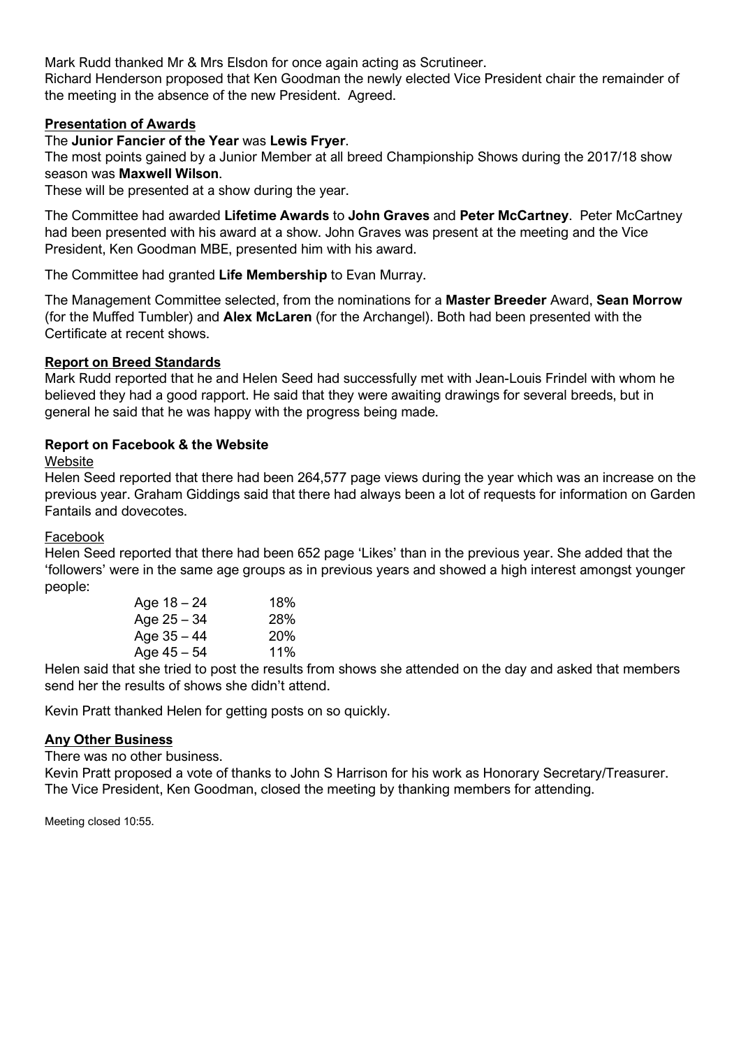Mark Rudd thanked Mr & Mrs Elsdon for once again acting as Scrutineer.

Richard Henderson proposed that Ken Goodman the newly elected Vice President chair the remainder of the meeting in the absence of the new President. Agreed.

## Presentation of Awards

The **Junior Fancier of the Year** was **Lewis Fryer**.

The most points gained by a Junior Member at all breed Championship Shows during the 2017/18 show season was **Maxwell Wilson**.

These will be presented at a show during the year.

The Committee had awarded **Lifetime Awards** to **John Graves** and **Peter McCartney**. Peter McCartney had been presented with his award at a show. John Graves was present at the meeting and the Vice President, Ken Goodman MBE, presented him with his award.

The Committee had granted **Life Membership** to Evan Murray.

The Management Committee selected, from the nominations for a **Master Breeder** Award, **Sean Morrow** (for the Muffed Tumbler) and **Alex McLaren** (for the Archangel). Both had been presented with the Certificate at recent shows.

## Report on Breed Standards

Mark Rudd reported that he and Helen Seed had successfully met with Jean-Louis Frindel with whom he believed they had a good rapport. He said that they were awaiting drawings for several breeds, but in general he said that he was happy with the progress being made.

## Report on Facebook & the Website

### Website

Helen Seed reported that there had been 264,577 page views during the year which was an increase on the previous year. Graham Giddings said that there had always been a lot of requests for information on Garden Fantails and dovecotes.

### Facebook

Helen Seed reported that there had been 652 page 'Likes' than in the previous year. She added that the 'followers' were in the same age groups as in previous years and showed a high interest amongst younger people:

| | |
|---|---|
| Age 18 – 24 | 18% |
| Age 25 – 34 | 28% |
| Age 35 – 44 | 20% |
| Age 45 – 54 | 11% |

Helen said that she tried to post the results from shows she attended on the day and asked that members send her the results of shows she didn't attend.

Kevin Pratt thanked Helen for getting posts on so quickly.

## Any Other Business

There was no other business.

Kevin Pratt proposed a vote of thanks to John S Harrison for his work as Honorary Secretary/Treasurer.

The Vice President, Ken Goodman, closed the meeting by thanking members for attending.

Meeting closed 10:55.